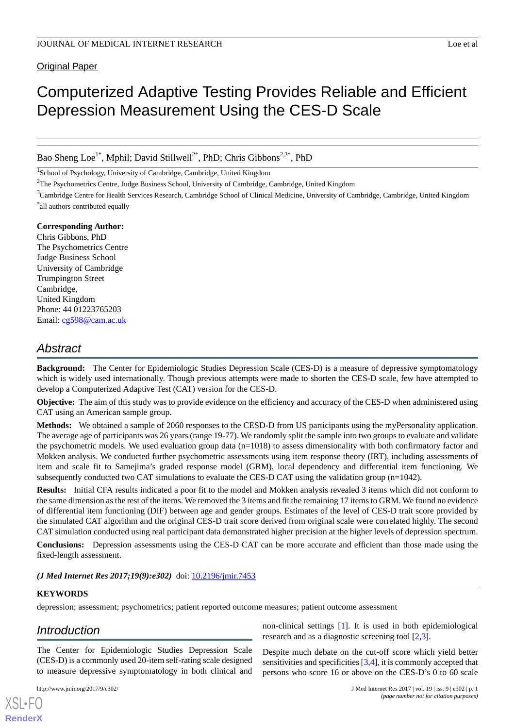Original Paper

# Computerized Adaptive Testing Provides Reliable and Efficient Depression Measurement Using the CES-D Scale

Bao Sheng Loe[1*], Mphil; David Stillwell[2*], PhD; Chris Gibbons[2,3*], PhD

[1]School of Psychology, University of Cambridge, Cambridge, United Kingdom

[2]The Psychometrics Centre, Judge Business School, University of Cambridge, Cambridge, United Kingdom

[3]Cambridge Centre for Health Services Research, Cambridge School of Clinical Medicine, University of Cambridge, Cambridge, United Kingdom

[*]all authors contributed equally

**Corresponding Author:**
Chris Gibbons, PhD
The Psychometrics Centre
Judge Business School
University of Cambridge
Trumpington Street
Cambridge,
United Kingdom
Phone: 44 01223765203
Email: cg598@cam.ac.uk

## Abstract

**Background:** The Center for Epidemiologic Studies Depression Scale (CES-D) is a measure of depressive symptomatology which is widely used internationally. Though previous attempts were made to shorten the CES-D scale, few have attempted to develop a Computerized Adaptive Test (CAT) version for the CES-D.

**Objective:** The aim of this study was to provide evidence on the efficiency and accuracy of the CES-D when administered using CAT using an American sample group.

**Methods:** We obtained a sample of 2060 responses to the CESD-D from US participants using the myPersonality application. The average age of participants was 26 years (range 19-77). We randomly split the sample into two groups to evaluate and validate the psychometric models. We used evaluation group data (n=1018) to assess dimensionality with both confirmatory factor and Mokken analysis. We conducted further psychometric assessments using item response theory (IRT), including assessments of item and scale fit to Samejima's graded response model (GRM), local dependency and differential item functioning. We subsequently conducted two CAT simulations to evaluate the CES-D CAT using the validation group (n=1042).

**Results:** Initial CFA results indicated a poor fit to the model and Mokken analysis revealed 3 items which did not conform to the same dimension as the rest of the items. We removed the 3 items and fit the remaining 17 items to GRM. We found no evidence of differential item functioning (DIF) between age and gender groups. Estimates of the level of CES-D trait score provided by the simulated CAT algorithm and the original CES-D trait score derived from original scale were correlated highly. The second CAT simulation conducted using real participant data demonstrated higher precision at the higher levels of depression spectrum.

**Conclusions:** Depression assessments using the CES-D CAT can be more accurate and efficient than those made using the fixed-length assessment.

*(J Med Internet Res 2017;19(9):e302)* doi: 10.2196/jmir.7453

**KEYWORDS**

depression; assessment; psychometrics; patient reported outcome measures; patient outcome assessment

## Introduction

The Center for Epidemiologic Studies Depression Scale (CES-D) is a commonly used 20-item self-rating scale designed to measure depressive symptomatology in both clinical and non-clinical settings [1]. It is used in both epidemiological research and as a diagnostic screening tool [2,3].

Despite much debate on the cut-off score which yield better sensitivities and specificities [3,4], it is commonly accepted that persons who score 16 or above on the CES-D's 0 to 60 scale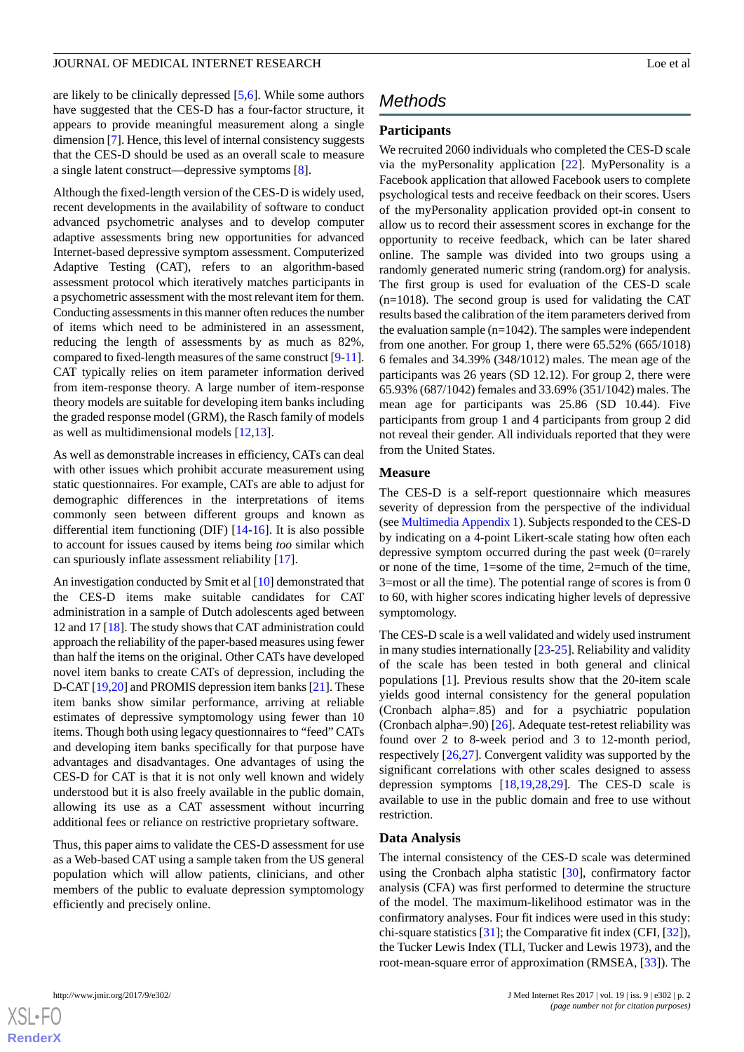are likely to be clinically depressed [5,6]. While some authors have suggested that the CES-D has a four-factor structure, it appears to provide meaningful measurement along a single dimension [7]. Hence, this level of internal consistency suggests that the CES-D should be used as an overall scale to measure a single latent construct—depressive symptoms [8].

Although the fixed-length version of the CES-D is widely used, recent developments in the availability of software to conduct advanced psychometric analyses and to develop computer adaptive assessments bring new opportunities for advanced Internet-based depressive symptom assessment. Computerized Adaptive Testing (CAT), refers to an algorithm-based assessment protocol which iteratively matches participants in a psychometric assessment with the most relevant item for them. Conducting assessments in this manner often reduces the number of items which need to be administered in an assessment, reducing the length of assessments by as much as 82%, compared to fixed-length measures of the same construct [9-11]. CAT typically relies on item parameter information derived from item-response theory. A large number of item-response theory models are suitable for developing item banks including the graded response model (GRM), the Rasch family of models as well as multidimensional models [12,13].

As well as demonstrable increases in efficiency, CATs can deal with other issues which prohibit accurate measurement using static questionnaires. For example, CATs are able to adjust for demographic differences in the interpretations of items commonly seen between different groups and known as differential item functioning (DIF) [14-16]. It is also possible to account for issues caused by items being *too* similar which can spuriously inflate assessment reliability [17].

An investigation conducted by Smit et al [10] demonstrated that the CES-D items make suitable candidates for CAT administration in a sample of Dutch adolescents aged between 12 and 17 [18]. The study shows that CAT administration could approach the reliability of the paper-based measures using fewer than half the items on the original. Other CATs have developed novel item banks to create CATs of depression, including the D-CAT [19,20] and PROMIS depression item banks [21]. These item banks show similar performance, arriving at reliable estimates of depressive symptomology using fewer than 10 items. Though both using legacy questionnaires to "feed" CATs and developing item banks specifically for that purpose have advantages and disadvantages. One advantages of using the CES-D for CAT is that it is not only well known and widely understood but it is also freely available in the public domain, allowing its use as a CAT assessment without incurring additional fees or reliance on restrictive proprietary software.

Thus, this paper aims to validate the CES-D assessment for use as a Web-based CAT using a sample taken from the US general population which will allow patients, clinicians, and other members of the public to evaluate depression symptomology efficiently and precisely online.

# Methods

## Participants

We recruited 2060 individuals who completed the CES-D scale via the myPersonality application [22]. MyPersonality is a Facebook application that allowed Facebook users to complete psychological tests and receive feedback on their scores. Users of the myPersonality application provided opt-in consent to allow us to record their assessment scores in exchange for the opportunity to receive feedback, which can be later shared online. The sample was divided into two groups using a randomly generated numeric string (random.org) for analysis. The first group is used for evaluation of the CES-D scale (n=1018). The second group is used for validating the CAT results based the calibration of the item parameters derived from the evaluation sample (n=1042). The samples were independent from one another. For group 1, there were 65.52% (665/1018) 6 females and 34.39% (348/1012) males. The mean age of the participants was 26 years (SD 12.12). For group 2, there were 65.93% (687/1042) females and 33.69% (351/1042) males. The mean age for participants was 25.86 (SD 10.44). Five participants from group 1 and 4 participants from group 2 did not reveal their gender. All individuals reported that they were from the United States.

## Measure

The CES-D is a self-report questionnaire which measures severity of depression from the perspective of the individual (see Multimedia Appendix 1). Subjects responded to the CES-D by indicating on a 4-point Likert-scale stating how often each depressive symptom occurred during the past week (0=rarely or none of the time, 1=some of the time, 2=much of the time, 3=most or all the time). The potential range of scores is from 0 to 60, with higher scores indicating higher levels of depressive symptomology.

The CES-D scale is a well validated and widely used instrument in many studies internationally [23-25]. Reliability and validity of the scale has been tested in both general and clinical populations [1]. Previous results show that the 20-item scale yields good internal consistency for the general population (Cronbach alpha=.85) and for a psychiatric population (Cronbach alpha=.90) [26]. Adequate test-retest reliability was found over 2 to 8-week period and 3 to 12-month period, respectively [26,27]. Convergent validity was supported by the significant correlations with other scales designed to assess depression symptoms [18,19,28,29]. The CES-D scale is available to use in the public domain and free to use without restriction.

## Data Analysis

The internal consistency of the CES-D scale was determined using the Cronbach alpha statistic [30], confirmatory factor analysis (CFA) was first performed to determine the structure of the model. The maximum-likelihood estimator was in the confirmatory analyses. Four fit indices were used in this study: chi-square statistics [31]; the Comparative fit index (CFI, [32]), the Tucker Lewis Index (TLI, Tucker and Lewis 1973), and the root-mean-square error of approximation (RMSEA, [33]). The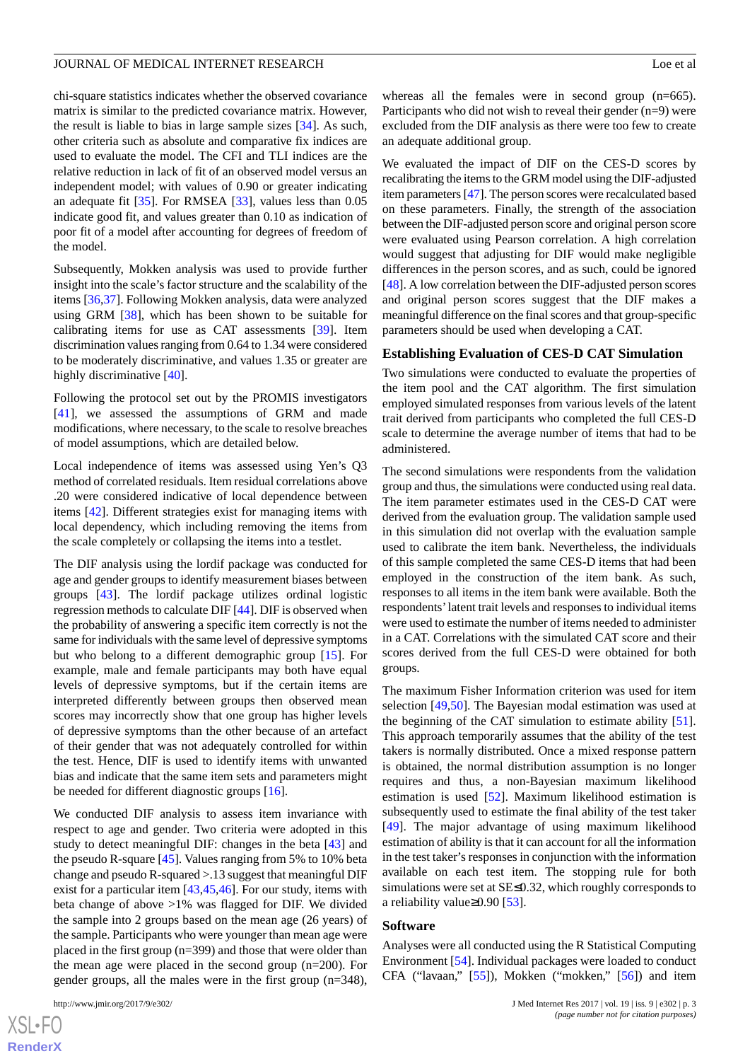chi-square statistics indicates whether the observed covariance matrix is similar to the predicted covariance matrix. However, the result is liable to bias in large sample sizes [34]. As such, other criteria such as absolute and comparative fix indices are used to evaluate the model. The CFI and TLI indices are the relative reduction in lack of fit of an observed model versus an independent model; with values of 0.90 or greater indicating an adequate fit [35]. For RMSEA [33], values less than 0.05 indicate good fit, and values greater than 0.10 as indication of poor fit of a model after accounting for degrees of freedom of the model.

Subsequently, Mokken analysis was used to provide further insight into the scale's factor structure and the scalability of the items [36,37]. Following Mokken analysis, data were analyzed using GRM [38], which has been shown to be suitable for calibrating items for use as CAT assessments [39]. Item discrimination values ranging from 0.64 to 1.34 were considered to be moderately discriminative, and values 1.35 or greater are highly discriminative [40].

Following the protocol set out by the PROMIS investigators [41], we assessed the assumptions of GRM and made modifications, where necessary, to the scale to resolve breaches of model assumptions, which are detailed below.

Local independence of items was assessed using Yen's Q3 method of correlated residuals. Item residual correlations above .20 were considered indicative of local dependence between items [42]. Different strategies exist for managing items with local dependency, which including removing the items from the scale completely or collapsing the items into a testlet.

The DIF analysis using the lordif package was conducted for age and gender groups to identify measurement biases between groups [43]. The lordif package utilizes ordinal logistic regression methods to calculate DIF [44]. DIF is observed when the probability of answering a specific item correctly is not the same for individuals with the same level of depressive symptoms but who belong to a different demographic group [15]. For example, male and female participants may both have equal levels of depressive symptoms, but if the certain items are interpreted differently between groups then observed mean scores may incorrectly show that one group has higher levels of depressive symptoms than the other because of an artefact of their gender that was not adequately controlled for within the test. Hence, DIF is used to identify items with unwanted bias and indicate that the same item sets and parameters might be needed for different diagnostic groups [16].

We conducted DIF analysis to assess item invariance with respect to age and gender. Two criteria were adopted in this study to detect meaningful DIF: changes in the beta [43] and the pseudo R-square [45]. Values ranging from 5% to 10% beta change and pseudo R-squared >.13 suggest that meaningful DIF exist for a particular item [43,45,46]. For our study, items with beta change of above >1% was flagged for DIF. We divided the sample into 2 groups based on the mean age (26 years) of the sample. Participants who were younger than mean age were placed in the first group (n=399) and those that were older than the mean age were placed in the second group (n=200). For gender groups, all the males were in the first group (n=348), whereas all the females were in second group (n=665). Participants who did not wish to reveal their gender (n=9) were excluded from the DIF analysis as there were too few to create an adequate additional group.

We evaluated the impact of DIF on the CES-D scores by recalibrating the items to the GRM model using the DIF-adjusted item parameters [47]. The person scores were recalculated based on these parameters. Finally, the strength of the association between the DIF-adjusted person score and original person score were evaluated using Pearson correlation. A high correlation would suggest that adjusting for DIF would make negligible differences in the person scores, and as such, could be ignored [48]. A low correlation between the DIF-adjusted person scores and original person scores suggest that the DIF makes a meaningful difference on the final scores and that group-specific parameters should be used when developing a CAT.

## Establishing Evaluation of CES-D CAT Simulation

Two simulations were conducted to evaluate the properties of the item pool and the CAT algorithm. The first simulation employed simulated responses from various levels of the latent trait derived from participants who completed the full CES-D scale to determine the average number of items that had to be administered.

The second simulations were respondents from the validation group and thus, the simulations were conducted using real data. The item parameter estimates used in the CES-D CAT were derived from the evaluation group. The validation sample used in this simulation did not overlap with the evaluation sample used to calibrate the item bank. Nevertheless, the individuals of this sample completed the same CES-D items that had been employed in the construction of the item bank. As such, responses to all items in the item bank were available. Both the respondents' latent trait levels and responses to individual items were used to estimate the number of items needed to administer in a CAT. Correlations with the simulated CAT score and their scores derived from the full CES-D were obtained for both groups.

The maximum Fisher Information criterion was used for item selection [49,50]. The Bayesian modal estimation was used at the beginning of the CAT simulation to estimate ability [51]. This approach temporarily assumes that the ability of the test takers is normally distributed. Once a mixed response pattern is obtained, the normal distribution assumption is no longer requires and thus, a non-Bayesian maximum likelihood estimation is used [52]. Maximum likelihood estimation is subsequently used to estimate the final ability of the test taker [49]. The major advantage of using maximum likelihood estimation of ability is that it can account for all the information in the test taker's responses in conjunction with the information available on each test item. The stopping rule for both simulations were set at SE≤0.32, which roughly corresponds to a reliability value≥0.90 [53].

## Software

Analyses were all conducted using the R Statistical Computing Environment [54]. Individual packages were loaded to conduct CFA ("lavaan," [55]), Mokken ("mokken," [56]) and item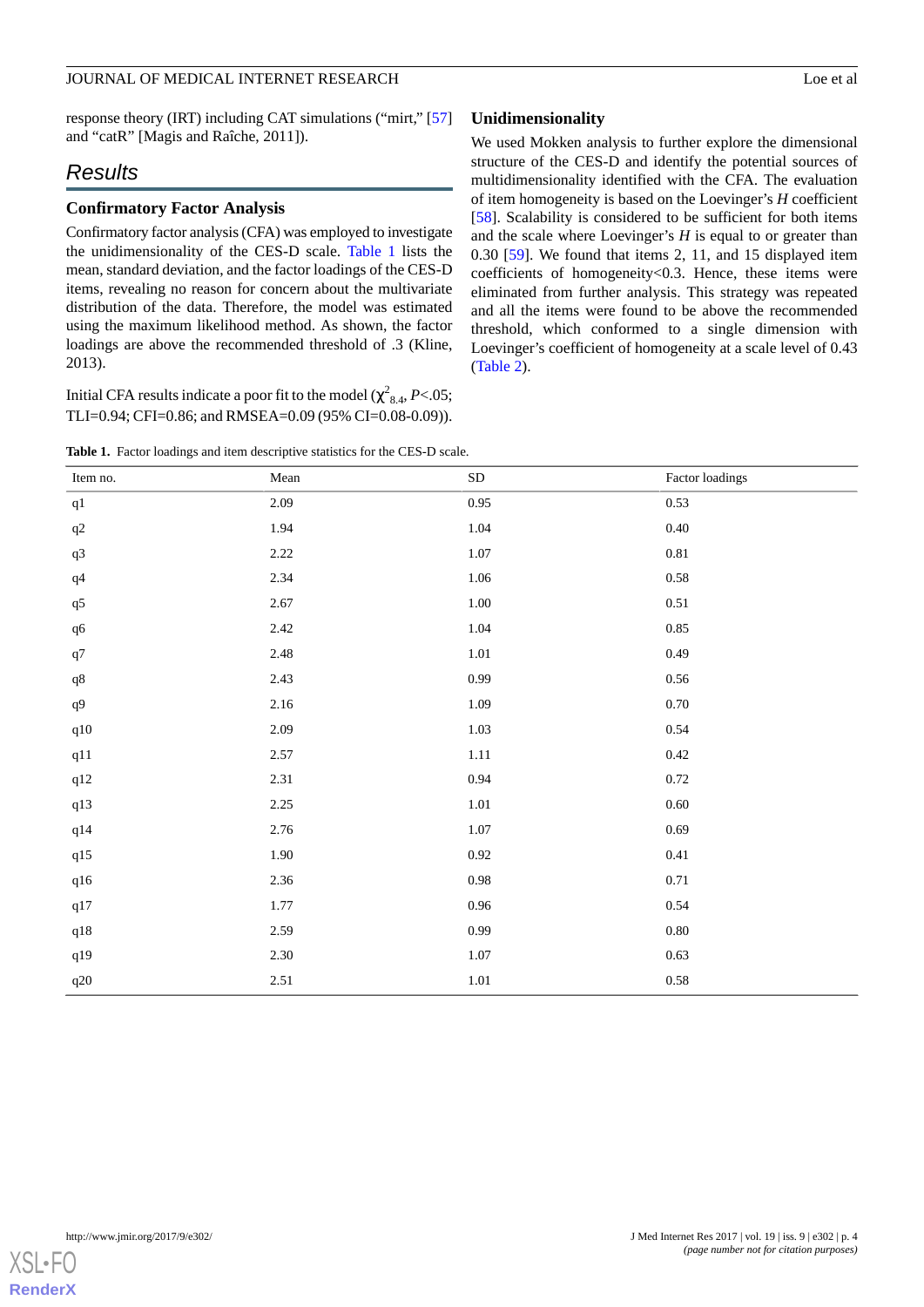response theory (IRT) including CAT simulations (“mirt,” [57] and “catR” [Magis and Raîche, 2011]).

## Results

### Confirmatory Factor Analysis

Confirmatory factor analysis (CFA) was employed to investigate the unidimensionality of the CES-D scale. Table 1 lists the mean, standard deviation, and the factor loadings of the CES-D items, revealing no reason for concern about the multivariate distribution of the data. Therefore, the model was estimated using the maximum likelihood method. As shown, the factor loadings are above the recommended threshold of .3 (Kline, 2013).

Initial CFA results indicate a poor fit to the model ($\chi^2_{8.4}$, $P$<.05; TLI=0.94; CFI=0.86; and RMSEA=0.09 (95% CI=0.08-0.09)).

### Unidimensionality

We used Mokken analysis to further explore the dimensional structure of the CES-D and identify the potential sources of multidimensionality identified with the CFA. The evaluation of item homogeneity is based on the Loevinger’s *H* coefficient [58]. Scalability is considered to be sufficient for both items and the scale where Loevinger’s *H* is equal to or greater than 0.30 [59]. We found that items 2, 11, and 15 displayed item coefficients of homogeneity<0.3. Hence, these items were eliminated from further analysis. This strategy was repeated and all the items were found to be above the recommended threshold, which conformed to a single dimension with Loevinger’s coefficient of homogeneity at a scale level of 0.43 (Table 2).

**Table 1.** Factor loadings and item descriptive statistics for the CES-D scale.

| Item no. | Mean | SD | Factor loadings |
|---|---|---|---|
| q1 | 2.09 | 0.95 | 0.53 |
| q2 | 1.94 | 1.04 | 0.40 |
| q3 | 2.22 | 1.07 | 0.81 |
| q4 | 2.34 | 1.06 | 0.58 |
| q5 | 2.67 | 1.00 | 0.51 |
| q6 | 2.42 | 1.04 | 0.85 |
| q7 | 2.48 | 1.01 | 0.49 |
| q8 | 2.43 | 0.99 | 0.56 |
| q9 | 2.16 | 1.09 | 0.70 |
| q10 | 2.09 | 1.03 | 0.54 |
| q11 | 2.57 | 1.11 | 0.42 |
| q12 | 2.31 | 0.94 | 0.72 |
| q13 | 2.25 | 1.01 | 0.60 |
| q14 | 2.76 | 1.07 | 0.69 |
| q15 | 1.90 | 0.92 | 0.41 |
| q16 | 2.36 | 0.98 | 0.71 |
| q17 | 1.77 | 0.96 | 0.54 |
| q18 | 2.59 | 0.99 | 0.80 |
| q19 | 2.30 | 1.07 | 0.63 |
| q20 | 2.51 | 1.01 | 0.58 |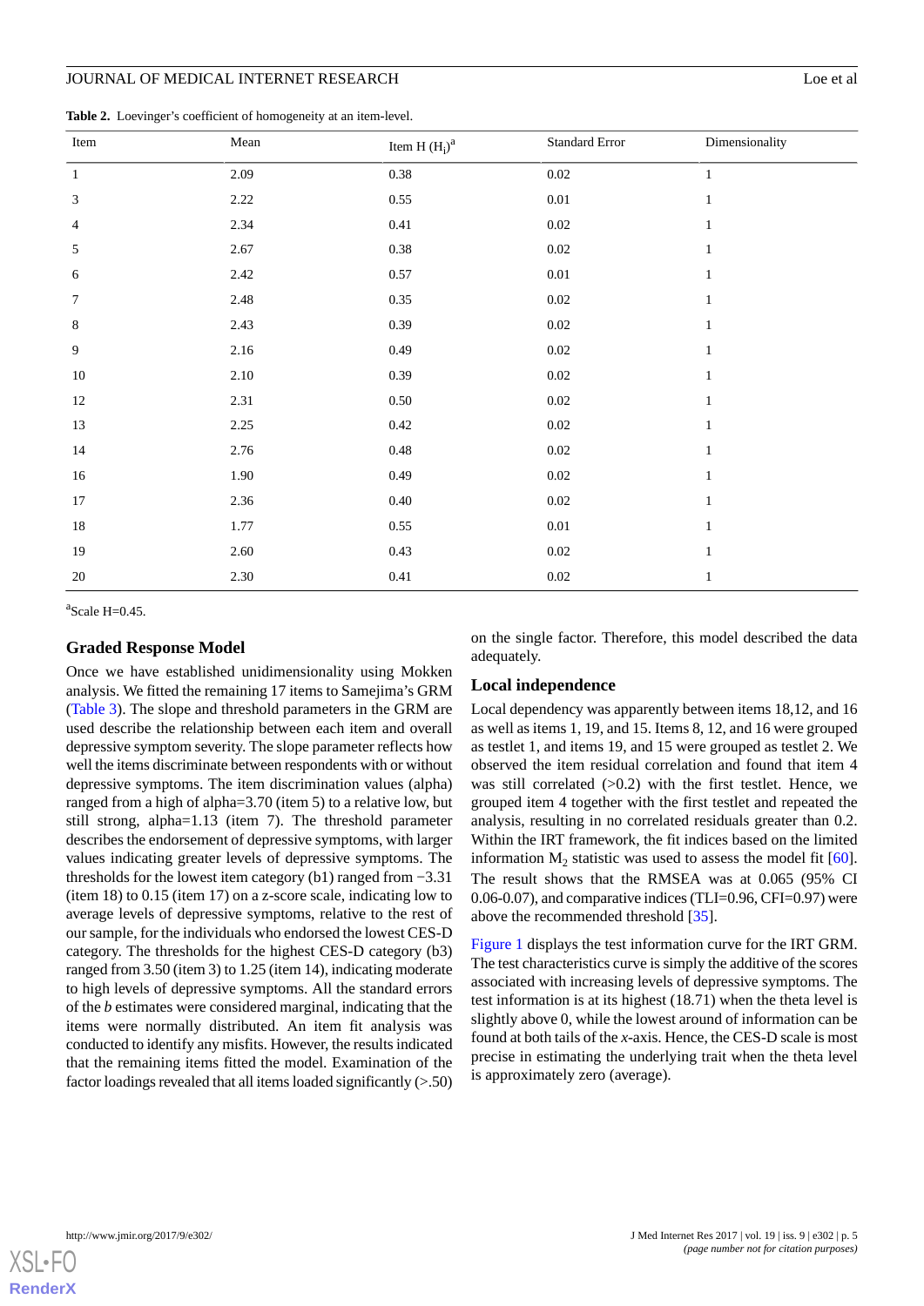**Table 2.** Loevinger's coefficient of homogeneity at an item-level.

| Item | Mean | Item H ($H_i$)[a] | Standard Error | Dimensionality |
|---|---|---|---|---|
| 1 | 2.09 | 0.38 | 0.02 | 1 |
| 3 | 2.22 | 0.55 | 0.01 | 1 |
| 4 | 2.34 | 0.41 | 0.02 | 1 |
| 5 | 2.67 | 0.38 | 0.02 | 1 |
| 6 | 2.42 | 0.57 | 0.01 | 1 |
| 7 | 2.48 | 0.35 | 0.02 | 1 |
| 8 | 2.43 | 0.39 | 0.02 | 1 |
| 9 | 2.16 | 0.49 | 0.02 | 1 |
| 10 | 2.10 | 0.39 | 0.02 | 1 |
| 12 | 2.31 | 0.50 | 0.02 | 1 |
| 13 | 2.25 | 0.42 | 0.02 | 1 |
| 14 | 2.76 | 0.48 | 0.02 | 1 |
| 16 | 1.90 | 0.49 | 0.02 | 1 |
| 17 | 2.36 | 0.40 | 0.02 | 1 |
| 18 | 1.77 | 0.55 | 0.01 | 1 |
| 19 | 2.60 | 0.43 | 0.02 | 1 |
| 20 | 2.30 | 0.41 | 0.02 | 1 |

[a]Scale H=0.45.

### Graded Response Model

Once we have established unidimensionality using Mokken analysis. We fitted the remaining 17 items to Samejima's GRM (Table 3). The slope and threshold parameters in the GRM are used describe the relationship between each item and overall depressive symptom severity. The slope parameter reflects how well the items discriminate between respondents with or without depressive symptoms. The item discrimination values (alpha) ranged from a high of alpha=3.70 (item 5) to a relative low, but still strong, alpha=1.13 (item 7). The threshold parameter describes the endorsement of depressive symptoms, with larger values indicating greater levels of depressive symptoms. The thresholds for the lowest item category (b1) ranged from −3.31 (item 18) to 0.15 (item 17) on a z-score scale, indicating low to average levels of depressive symptoms, relative to the rest of our sample, for the individuals who endorsed the lowest CES-D category. The thresholds for the highest CES-D category (b3) ranged from 3.50 (item 3) to 1.25 (item 14), indicating moderate to high levels of depressive symptoms. All the standard errors of the *b* estimates were considered marginal, indicating that the items were normally distributed. An item fit analysis was conducted to identify any misfits. However, the results indicated that the remaining items fitted the model. Examination of the factor loadings revealed that all items loaded significantly (>.50) on the single factor. Therefore, this model described the data adequately.

### Local independence

Local dependency was apparently between items 18,12, and 16 as well as items 1, 19, and 15. Items 8, 12, and 16 were grouped as testlet 1, and items 19, and 15 were grouped as testlet 2. We observed the item residual correlation and found that item 4 was still correlated (>0.2) with the first testlet. Hence, we grouped item 4 together with the first testlet and repeated the analysis, resulting in no correlated residuals greater than 0.2. Within the IRT framework, the fit indices based on the limited information $M_2$ statistic was used to assess the model fit [60]. The result shows that the RMSEA was at 0.065 (95% CI 0.06-0.07), and comparative indices (TLI=0.96, CFI=0.97) were above the recommended threshold [35].

Figure 1 displays the test information curve for the IRT GRM. The test characteristics curve is simply the additive of the scores associated with increasing levels of depressive symptoms. The test information is at its highest (18.71) when the theta level is slightly above 0, while the lowest around of information can be found at both tails of the *x*-axis. Hence, the CES-D scale is most precise in estimating the underlying trait when the theta level is approximately zero (average).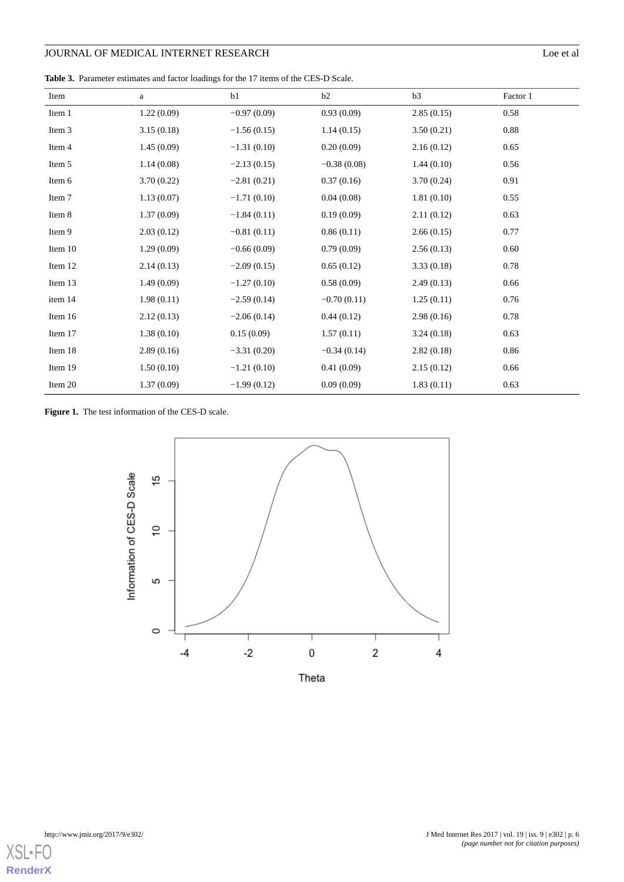**Table 3.** Parameter estimates and factor loadings for the 17 items of the CES-D Scale.

| Item | a | b1 | b2 | b3 | Factor 1 |
|---|---|---|---|---|---|
| Item 1 | 1.22 (0.09) | −0.97 (0.09) | 0.93 (0.09) | 2.85 (0.15) | 0.58 |
| Item 3 | 3.15 (0.18) | −1.56 (0.15) | 1.14 (0.15) | 3.50 (0.21) | 0.88 |
| Item 4 | 1.45 (0.09) | −1.31 (0.10) | 0.20 (0.09) | 2.16 (0.12) | 0.65 |
| Item 5 | 1.14 (0.08) | −2.13 (0.15) | −0.38 (0.08) | 1.44 (0.10) | 0.56 |
| Item 6 | 3.70 (0.22) | −2.81 (0.21) | 0.37 (0.16) | 3.70 (0.24) | 0.91 |
| Item 7 | 1.13 (0.07) | −1.71 (0.10) | 0.04 (0.08) | 1.81 (0.10) | 0.55 |
| Item 8 | 1.37 (0.09) | −1.84 (0.11) | 0.19 (0.09) | 2.11 (0.12) | 0.63 |
| Item 9 | 2.03 (0.12) | −0.81 (0.11) | 0.86 (0.11) | 2.66 (0.15) | 0.77 |
| Item 10 | 1.29 (0.09) | −0.66 (0.09) | 0.79 (0.09) | 2.56 (0.13) | 0.60 |
| Item 12 | 2.14 (0.13) | −2.09 (0.15) | 0.65 (0.12) | 3.33 (0.18) | 0.78 |
| Item 13 | 1.49 (0.09) | −1.27 (0.10) | 0.58 (0.09) | 2.49 (0.13) | 0.66 |
| item 14 | 1.98 (0.11) | −2.59 (0.14) | −0.70 (0.11) | 1.25 (0.11) | 0.76 |
| Item 16 | 2.12 (0.13) | −2.06 (0.14) | 0.44 (0.12) | 2.98 (0.16) | 0.78 |
| Item 17 | 1.38 (0.10) | 0.15 (0.09) | 1.57 (0.11) | 3.24 (0.18) | 0.63 |
| Item 18 | 2.89 (0.16) | −3.31 (0.20) | −0.34 (0.14) | 2.82 (0.18) | 0.86 |
| Item 19 | 1.50 (0.10) | −1.21 (0.10) | 0.41 (0.09) | 2.15 (0.12) | 0.66 |
| Item 20 | 1.37 (0.09) | −1.99 (0.12) | 0.09 (0.09) | 1.83 (0.11) | 0.63 |

**Figure 1.** The test information of the CES-D scale.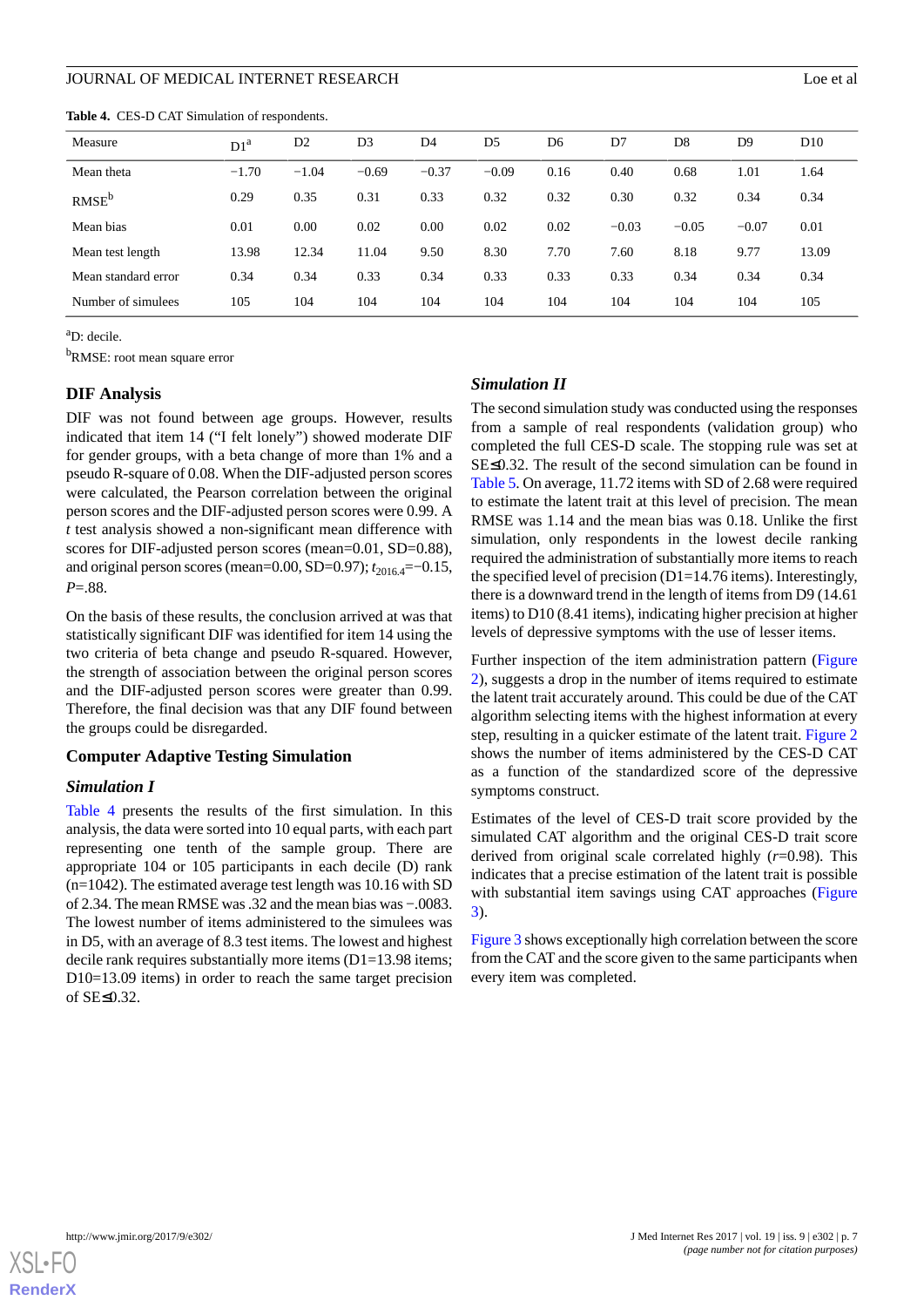**Table 4.** CES-D CAT Simulation of respondents.

| Measure | D1[a] | D2 | D3 | D4 | D5 | D6 | D7 | D8 | D9 | D10 |
|---|---|---|---|---|---|---|---|---|---|---|
| Mean theta | −1.70 | −1.04 | −0.69 | −0.37 | −0.09 | 0.16 | 0.40 | 0.68 | 1.01 | 1.64 |
| RMSE[b] | 0.29 | 0.35 | 0.31 | 0.33 | 0.32 | 0.32 | 0.30 | 0.32 | 0.34 | 0.34 |
| Mean bias | 0.01 | 0.00 | 0.02 | 0.00 | 0.02 | 0.02 | −0.03 | −0.05 | −0.07 | 0.01 |
| Mean test length | 13.98 | 12.34 | 11.04 | 9.50 | 8.30 | 7.70 | 7.60 | 8.18 | 9.77 | 13.09 |
| Mean standard error | 0.34 | 0.34 | 0.33 | 0.34 | 0.33 | 0.33 | 0.33 | 0.34 | 0.34 | 0.34 |
| Number of simulees | 105 | 104 | 104 | 104 | 104 | 104 | 104 | 104 | 104 | 105 |

[a]D: decile.

[b]RMSE: root mean square error

## DIF Analysis

DIF was not found between age groups. However, results indicated that item 14 ("I felt lonely") showed moderate DIF for gender groups, with a beta change of more than 1% and a pseudo R-square of 0.08. When the DIF-adjusted person scores were calculated, the Pearson correlation between the original person scores and the DIF-adjusted person scores were 0.99. A *t* test analysis showed a non-significant mean difference with scores for DIF-adjusted person scores (mean=0.01, SD=0.88), and original person scores (mean=0.00, SD=0.97); $t_{2016.4}$=−0.15, *P*=.88.

On the basis of these results, the conclusion arrived at was that statistically significant DIF was identified for item 14 using the two criteria of beta change and pseudo R-squared. However, the strength of association between the original person scores and the DIF-adjusted person scores were greater than 0.99. Therefore, the final decision was that any DIF found between the groups could be disregarded.

## Computer Adaptive Testing Simulation

### Simulation I

Table 4 presents the results of the first simulation. In this analysis, the data were sorted into 10 equal parts, with each part representing one tenth of the sample group. There are appropriate 104 or 105 participants in each decile (D) rank (n=1042). The estimated average test length was 10.16 with SD of 2.34. The mean RMSE was .32 and the mean bias was −.0083. The lowest number of items administered to the simulees was in D5, with an average of 8.3 test items. The lowest and highest decile rank requires substantially more items (D1=13.98 items; D10=13.09 items) in order to reach the same target precision of SE≤0.32.

### Simulation II

The second simulation study was conducted using the responses from a sample of real respondents (validation group) who completed the full CES-D scale. The stopping rule was set at SE≤0.32. The result of the second simulation can be found in Table 5. On average, 11.72 items with SD of 2.68 were required to estimate the latent trait at this level of precision. The mean RMSE was 1.14 and the mean bias was 0.18. Unlike the first simulation, only respondents in the lowest decile ranking required the administration of substantially more items to reach the specified level of precision (D1=14.76 items). Interestingly, there is a downward trend in the length of items from D9 (14.61 items) to D10 (8.41 items), indicating higher precision at higher levels of depressive symptoms with the use of lesser items.

Further inspection of the item administration pattern (Figure 2), suggests a drop in the number of items required to estimate the latent trait accurately around. This could be due of the CAT algorithm selecting items with the highest information at every step, resulting in a quicker estimate of the latent trait. Figure 2 shows the number of items administered by the CES-D CAT as a function of the standardized score of the depressive symptoms construct.

Estimates of the level of CES-D trait score provided by the simulated CAT algorithm and the original CES-D trait score derived from original scale correlated highly (*r*=0.98). This indicates that a precise estimation of the latent trait is possible with substantial item savings using CAT approaches (Figure 3).

Figure 3 shows exceptionally high correlation between the score from the CAT and the score given to the same participants when every item was completed.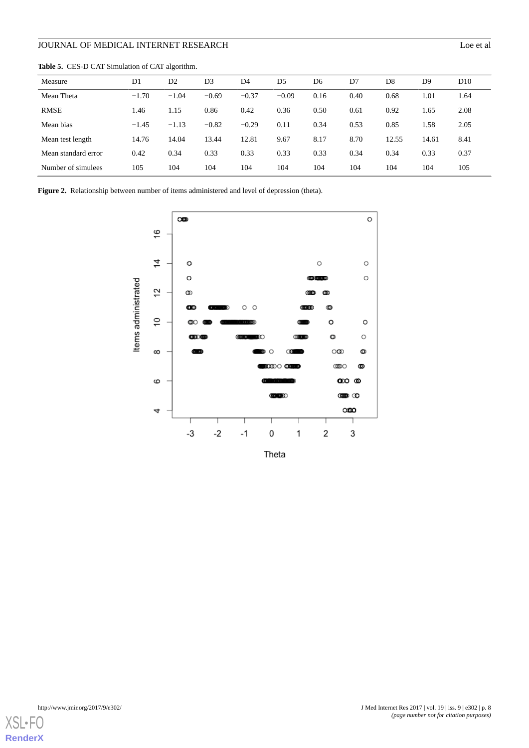**Table 5.** CES-D CAT Simulation of CAT algorithm.

| Measure | D1 | D2 | D3 | D4 | D5 | D6 | D7 | D8 | D9 | D10 |
|---|---|---|---|---|---|---|---|---|---|---|
| Mean Theta | −1.70 | −1.04 | −0.69 | −0.37 | −0.09 | 0.16 | 0.40 | 0.68 | 1.01 | 1.64 |
| RMSE | 1.46 | 1.15 | 0.86 | 0.42 | 0.36 | 0.50 | 0.61 | 0.92 | 1.65 | 2.08 |
| Mean bias | −1.45 | −1.13 | −0.82 | −0.29 | 0.11 | 0.34 | 0.53 | 0.85 | 1.58 | 2.05 |
| Mean test length | 14.76 | 14.04 | 13.44 | 12.81 | 9.67 | 8.17 | 8.70 | 12.55 | 14.61 | 8.41 |
| Mean standard error | 0.42 | 0.34 | 0.33 | 0.33 | 0.33 | 0.33 | 0.34 | 0.34 | 0.33 | 0.37 |
| Number of simulees | 105 | 104 | 104 | 104 | 104 | 104 | 104 | 104 | 104 | 105 |

**Figure 2.** Relationship between number of items administered and level of depression (theta).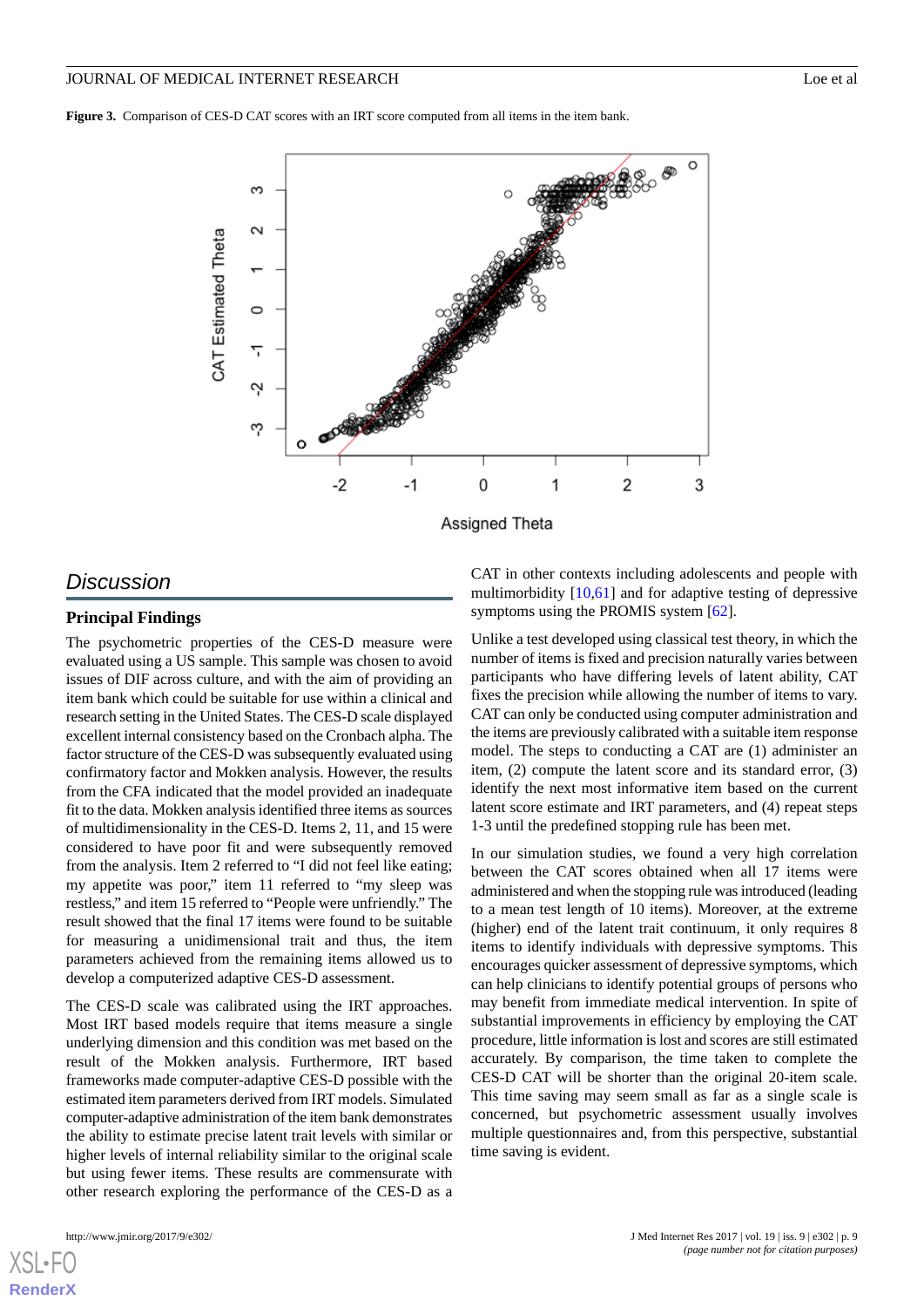**Figure 3.** Comparison of CES-D CAT scores with an IRT score computed from all items in the item bank.

## Discussion

### Principal Findings

The psychometric properties of the CES-D measure were evaluated using a US sample. This sample was chosen to avoid issues of DIF across culture, and with the aim of providing an item bank which could be suitable for use within a clinical and research setting in the United States. The CES-D scale displayed excellent internal consistency based on the Cronbach alpha. The factor structure of the CES-D was subsequently evaluated using confirmatory factor and Mokken analysis. However, the results from the CFA indicated that the model provided an inadequate fit to the data. Mokken analysis identified three items as sources of multidimensionality in the CES-D. Items 2, 11, and 15 were considered to have poor fit and were subsequently removed from the analysis. Item 2 referred to "I did not feel like eating; my appetite was poor," item 11 referred to "my sleep was restless," and item 15 referred to "People were unfriendly." The result showed that the final 17 items were found to be suitable for measuring a unidimensional trait and thus, the item parameters achieved from the remaining items allowed us to develop a computerized adaptive CES-D assessment.

The CES-D scale was calibrated using the IRT approaches. Most IRT based models require that items measure a single underlying dimension and this condition was met based on the result of the Mokken analysis. Furthermore, IRT based frameworks made computer-adaptive CES-D possible with the estimated item parameters derived from IRT models. Simulated computer-adaptive administration of the item bank demonstrates the ability to estimate precise latent trait levels with similar or higher levels of internal reliability similar to the original scale but using fewer items. These results are commensurate with other research exploring the performance of the CES-D as a CAT in other contexts including adolescents and people with multimorbidity [10,61] and for adaptive testing of depressive symptoms using the PROMIS system [62].

Unlike a test developed using classical test theory, in which the number of items is fixed and precision naturally varies between participants who have differing levels of latent ability, CAT fixes the precision while allowing the number of items to vary. CAT can only be conducted using computer administration and the items are previously calibrated with a suitable item response model. The steps to conducting a CAT are (1) administer an item, (2) compute the latent score and its standard error, (3) identify the next most informative item based on the current latent score estimate and IRT parameters, and (4) repeat steps 1-3 until the predefined stopping rule has been met.

In our simulation studies, we found a very high correlation between the CAT scores obtained when all 17 items were administered and when the stopping rule was introduced (leading to a mean test length of 10 items). Moreover, at the extreme (higher) end of the latent trait continuum, it only requires 8 items to identify individuals with depressive symptoms. This encourages quicker assessment of depressive symptoms, which can help clinicians to identify potential groups of persons who may benefit from immediate medical intervention. In spite of substantial improvements in efficiency by employing the CAT procedure, little information is lost and scores are still estimated accurately. By comparison, the time taken to complete the CES-D CAT will be shorter than the original 20-item scale. This time saving may seem small as far as a single scale is concerned, but psychometric assessment usually involves multiple questionnaires and, from this perspective, substantial time saving is evident.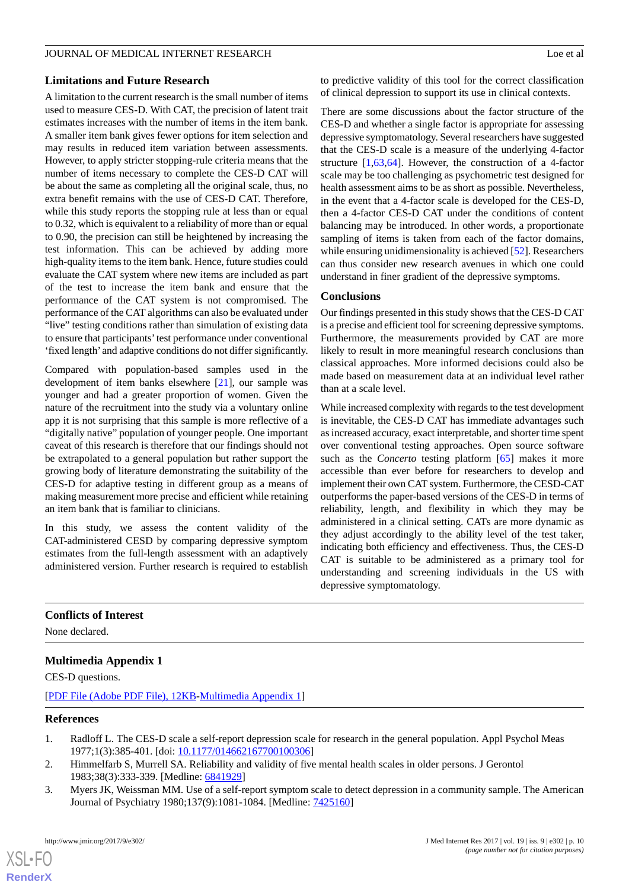## Limitations and Future Research

A limitation to the current research is the small number of items used to measure CES-D. With CAT, the precision of latent trait estimates increases with the number of items in the item bank. A smaller item bank gives fewer options for item selection and may results in reduced item variation between assessments. However, to apply stricter stopping-rule criteria means that the number of items necessary to complete the CES-D CAT will be about the same as completing all the original scale, thus, no extra benefit remains with the use of CES-D CAT. Therefore, while this study reports the stopping rule at less than or equal to 0.32, which is equivalent to a reliability of more than or equal to 0.90, the precision can still be heightened by increasing the test information. This can be achieved by adding more high-quality items to the item bank. Hence, future studies could evaluate the CAT system where new items are included as part of the test to increase the item bank and ensure that the performance of the CAT system is not compromised. The performance of the CAT algorithms can also be evaluated under "live" testing conditions rather than simulation of existing data to ensure that participants' test performance under conventional 'fixed length' and adaptive conditions do not differ significantly.

Compared with population-based samples used in the development of item banks elsewhere [21], our sample was younger and had a greater proportion of women. Given the nature of the recruitment into the study via a voluntary online app it is not surprising that this sample is more reflective of a "digitally native" population of younger people. One important caveat of this research is therefore that our findings should not be extrapolated to a general population but rather support the growing body of literature demonstrating the suitability of the CES-D for adaptive testing in different group as a means of making measurement more precise and efficient while retaining an item bank that is familiar to clinicians.

In this study, we assess the content validity of the CAT-administered CESD by comparing depressive symptom estimates from the full-length assessment with an adaptively administered version. Further research is required to establish to predictive validity of this tool for the correct classification of clinical depression to support its use in clinical contexts.

There are some discussions about the factor structure of the CES-D and whether a single factor is appropriate for assessing depressive symptomatology. Several researchers have suggested that the CES-D scale is a measure of the underlying 4-factor structure [1,63,64]. However, the construction of a 4-factor scale may be too challenging as psychometric test designed for health assessment aims to be as short as possible. Nevertheless, in the event that a 4-factor scale is developed for the CES-D, then a 4-factor CES-D CAT under the conditions of content balancing may be introduced. In other words, a proportionate sampling of items is taken from each of the factor domains, while ensuring unidimensionality is achieved [52]. Researchers can thus consider new research avenues in which one could understand in finer gradient of the depressive symptoms.

## Conclusions

Our findings presented in this study shows that the CES-D CAT is a precise and efficient tool for screening depressive symptoms. Furthermore, the measurements provided by CAT are more likely to result in more meaningful research conclusions than classical approaches. More informed decisions could also be made based on measurement data at an individual level rather than at a scale level.

While increased complexity with regards to the test development is inevitable, the CES-D CAT has immediate advantages such as increased accuracy, exact interpretable, and shorter time spent over conventional testing approaches. Open source software such as the *Concerto* testing platform [65] makes it more accessible than ever before for researchers to develop and implement their own CAT system. Furthermore, the CESD-CAT outperforms the paper-based versions of the CES-D in terms of reliability, length, and flexibility in which they may be administered in a clinical setting. CATs are more dynamic as they adjust accordingly to the ability level of the test taker, indicating both efficiency and effectiveness. Thus, the CES-D CAT is suitable to be administered as a primary tool for understanding and screening individuals in the US with depressive symptomatology.

## Conflicts of Interest

None declared.

## Multimedia Appendix 1

CES-D questions.

[PDF File (Adobe PDF File), 12KB-Multimedia Appendix 1]

## References

1. Radloff L. The CES-D scale a self-report depression scale for research in the general population. Appl Psychol Meas 1977;1(3):385-401. [doi: 10.1177/014662167700100306]
2. Himmelfarb S, Murrell SA. Reliability and validity of five mental health scales in older persons. J Gerontol 1983;38(3):333-339. [Medline: 6841929]
3. Myers JK, Weissman MM. Use of a self-report symptom scale to detect depression in a community sample. The American Journal of Psychiatry 1980;137(9):1081-1084. [Medline: 7425160]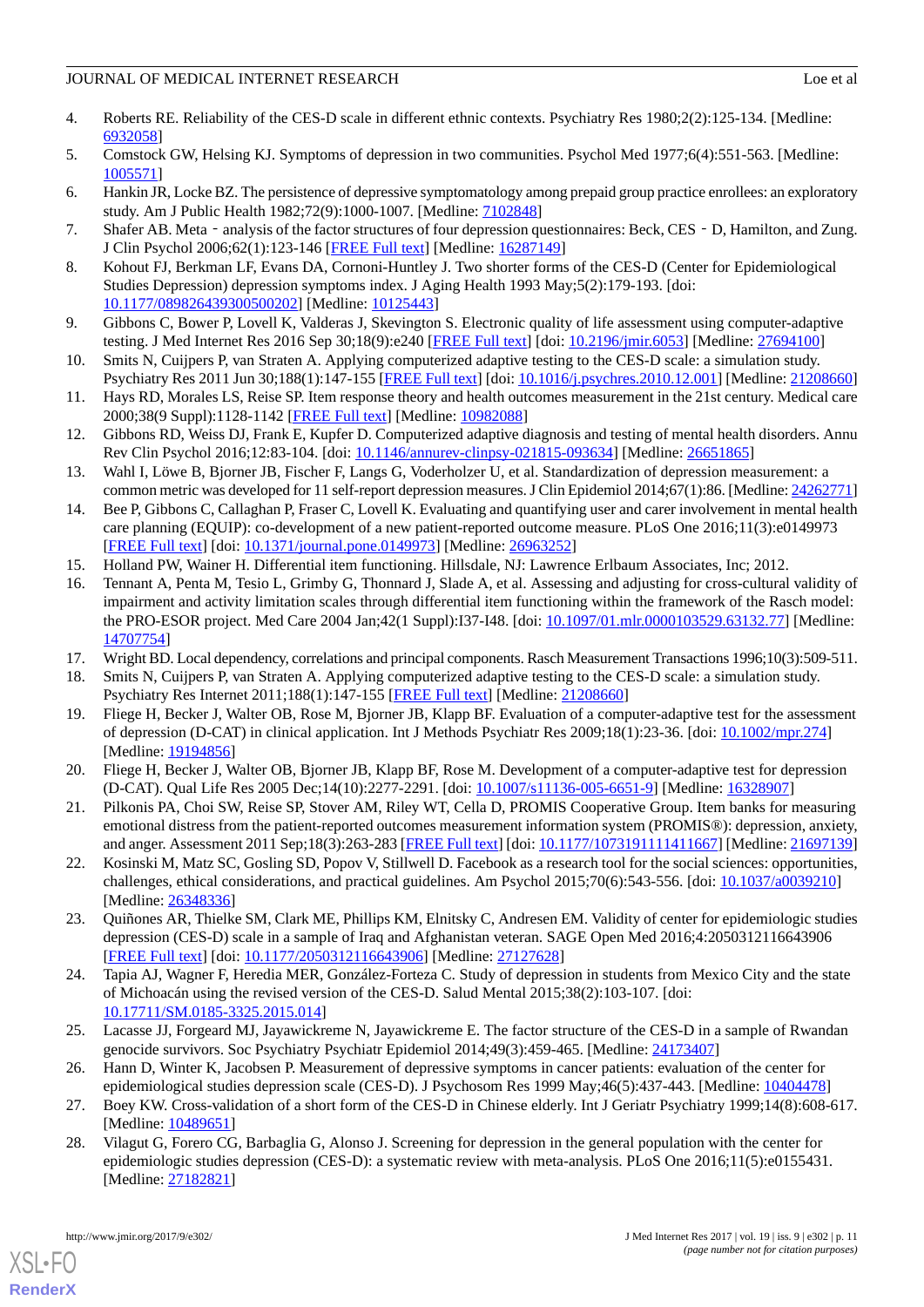4. Roberts RE. Reliability of the CES-D scale in different ethnic contexts. Psychiatry Res 1980;2(2):125-134. [Medline: 6932058]
5. Comstock GW, Helsing KJ. Symptoms of depression in two communities. Psychol Med 1977;6(4):551-563. [Medline: 1005571]
6. Hankin JR, Locke BZ. The persistence of depressive symptomatology among prepaid group practice enrollees: an exploratory study. Am J Public Health 1982;72(9):1000-1007. [Medline: 7102848]
7. Shafer AB. Meta‐analysis of the factor structures of four depression questionnaires: Beck, CES‐D, Hamilton, and Zung. J Clin Psychol 2006;62(1):123-146 [FREE Full text] [Medline: 16287149]
8. Kohout FJ, Berkman LF, Evans DA, Cornoni-Huntley J. Two shorter forms of the CES-D (Center for Epidemiological Studies Depression) depression symptoms index. J Aging Health 1993 May;5(2):179-193. [doi: 10.1177/089826439300500202] [Medline: 10125443]
9. Gibbons C, Bower P, Lovell K, Valderas J, Skevington S. Electronic quality of life assessment using computer-adaptive testing. J Med Internet Res 2016 Sep 30;18(9):e240 [FREE Full text] [doi: 10.2196/jmir.6053] [Medline: 27694100]
10. Smits N, Cuijpers P, van Straten A. Applying computerized adaptive testing to the CES-D scale: a simulation study. Psychiatry Res 2011 Jun 30;188(1):147-155 [FREE Full text] [doi: 10.1016/j.psychres.2010.12.001] [Medline: 21208660]
11. Hays RD, Morales LS, Reise SP. Item response theory and health outcomes measurement in the 21st century. Medical care 2000;38(9 Suppl):1128-1142 [FREE Full text] [Medline: 10982088]
12. Gibbons RD, Weiss DJ, Frank E, Kupfer D. Computerized adaptive diagnosis and testing of mental health disorders. Annu Rev Clin Psychol 2016;12:83-104. [doi: 10.1146/annurev-clinpsy-021815-093634] [Medline: 26651865]
13. Wahl I, Löwe B, Bjorner JB, Fischer F, Langs G, Voderholzer U, et al. Standardization of depression measurement: a common metric was developed for 11 self-report depression measures. J Clin Epidemiol 2014;67(1):86. [Medline: 24262771]
14. Bee P, Gibbons C, Callaghan P, Fraser C, Lovell K. Evaluating and quantifying user and carer involvement in mental health care planning (EQUIP): co-development of a new patient-reported outcome measure. PLoS One 2016;11(3):e0149973 [FREE Full text] [doi: 10.1371/journal.pone.0149973] [Medline: 26963252]
15. Holland PW, Wainer H. Differential item functioning. Hillsdale, NJ: Lawrence Erlbaum Associates, Inc; 2012.
16. Tennant A, Penta M, Tesio L, Grimby G, Thonnard J, Slade A, et al. Assessing and adjusting for cross-cultural validity of impairment and activity limitation scales through differential item functioning within the framework of the Rasch model: the PRO-ESOR project. Med Care 2004 Jan;42(1 Suppl):I37-I48. [doi: 10.1097/01.mlr.0000103529.63132.77] [Medline: 14707754]
17. Wright BD. Local dependency, correlations and principal components. Rasch Measurement Transactions 1996;10(3):509-511.
18. Smits N, Cuijpers P, van Straten A. Applying computerized adaptive testing to the CES-D scale: a simulation study. Psychiatry Res Internet 2011;188(1):147-155 [FREE Full text] [Medline: 21208660]
19. Fliege H, Becker J, Walter OB, Rose M, Bjorner JB, Klapp BF. Evaluation of a computer-adaptive test for the assessment of depression (D-CAT) in clinical application. Int J Methods Psychiatr Res 2009;18(1):23-36. [doi: 10.1002/mpr.274] [Medline: 19194856]
20. Fliege H, Becker J, Walter OB, Bjorner JB, Klapp BF, Rose M. Development of a computer-adaptive test for depression (D-CAT). Qual Life Res 2005 Dec;14(10):2277-2291. [doi: 10.1007/s11136-005-6651-9] [Medline: 16328907]
21. Pilkonis PA, Choi SW, Reise SP, Stover AM, Riley WT, Cella D, PROMIS Cooperative Group. Item banks for measuring emotional distress from the patient-reported outcomes measurement information system (PROMIS®): depression, anxiety, and anger. Assessment 2011 Sep;18(3):263-283 [FREE Full text] [doi: 10.1177/1073191111411667] [Medline: 21697139]
22. Kosinski M, Matz SC, Gosling SD, Popov V, Stillwell D. Facebook as a research tool for the social sciences: opportunities, challenges, ethical considerations, and practical guidelines. Am Psychol 2015;70(6):543-556. [doi: 10.1037/a0039210] [Medline: 26348336]
23. Quiñones AR, Thielke SM, Clark ME, Phillips KM, Elnitsky C, Andresen EM. Validity of center for epidemiologic studies depression (CES-D) scale in a sample of Iraq and Afghanistan veteran. SAGE Open Med 2016;4:2050312116643906 [FREE Full text] [doi: 10.1177/2050312116643906] [Medline: 27127628]
24. Tapia AJ, Wagner F, Heredia MER, González-Forteza C. Study of depression in students from Mexico City and the state of Michoacán using the revised version of the CES-D. Salud Mental 2015;38(2):103-107. [doi: 10.17711/SM.0185-3325.2015.014]
25. Lacasse JJ, Forgeard MJ, Jayawickreme N, Jayawickreme E. The factor structure of the CES-D in a sample of Rwandan genocide survivors. Soc Psychiatry Psychiatr Epidemiol 2014;49(3):459-465. [Medline: 24173407]
26. Hann D, Winter K, Jacobsen P. Measurement of depressive symptoms in cancer patients: evaluation of the center for epidemiological studies depression scale (CES-D). J Psychosom Res 1999 May;46(5):437-443. [Medline: 10404478]
27. Boey KW. Cross-validation of a short form of the CES-D in Chinese elderly. Int J Geriatr Psychiatry 1999;14(8):608-617. [Medline: 10489651]
28. Vilagut G, Forero CG, Barbaglia G, Alonso J. Screening for depression in the general population with the center for epidemiologic studies depression (CES-D): a systematic review with meta-analysis. PLoS One 2016;11(5):e0155431. [Medline: 27182821]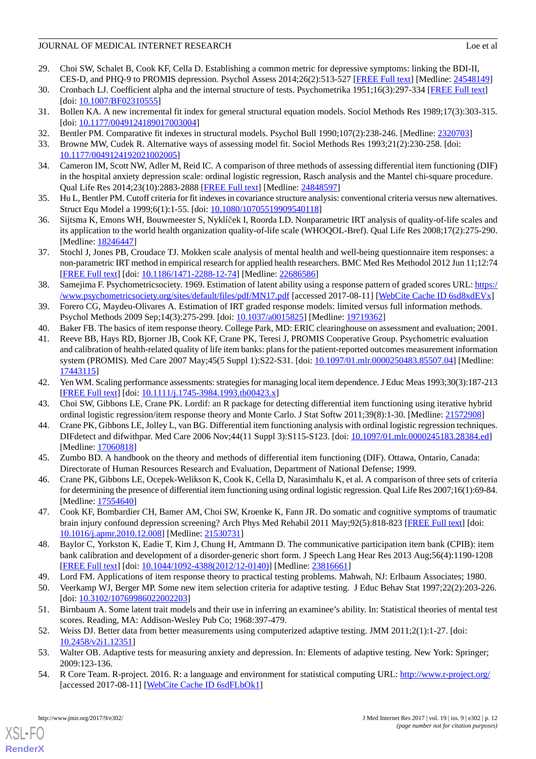29. Choi SW, Schalet B, Cook KF, Cella D. Establishing a common metric for depressive symptoms: linking the BDI-II, CES-D, and PHQ-9 to PROMIS depression. Psychol Assess 2014;26(2):513-527 [FREE Full text] [Medline: 24548149]
30. Cronbach LJ. Coefficient alpha and the internal structure of tests. Psychometrika 1951;16(3):297-334 [FREE Full text] [doi: 10.1007/BF02310555]
31. Bollen KA. A new incremental fit index for general structural equation models. Sociol Methods Res 1989;17(3):303-315. [doi: 10.1177/0049124189017003004]
32. Bentler PM. Comparative fit indexes in structural models. Psychol Bull 1990;107(2):238-246. [Medline: 2320703]
33. Browne MW, Cudek R. Alternative ways of assessing model fit. Sociol Methods Res 1993;21(2):230-258. [doi: 10.1177/0049124192021002005]
34. Cameron IM, Scott NW, Adler M, Reid IC. A comparison of three methods of assessing differential item functioning (DIF) in the hospital anxiety depression scale: ordinal logistic regression, Rasch analysis and the Mantel chi-square procedure. Qual Life Res 2014;23(10):2883-2888 [FREE Full text] [Medline: 24848597]
35. Hu L, Bentler PM. Cutoff criteria for fit indexes in covariance structure analysis: conventional criteria versus new alternatives. Struct Equ Model a 1999;6(1):1-55. [doi: 10.1080/10705519909540118]
36. Sijtsma K, Emons WH, Bouwmeester S, Nyklíček I, Roorda LD. Nonparametric IRT analysis of quality-of-life scales and its application to the world health organization quality-of-life scale (WHOQOL-Bref). Qual Life Res 2008;17(2):275-290. [Medline: 18246447]
37. Stochl J, Jones PB, Croudace TJ. Mokken scale analysis of mental health and well-being questionnaire item responses: a non-parametric IRT method in empirical research for applied health researchers. BMC Med Res Methodol 2012 Jun 11;12:74 [FREE Full text] [doi: 10.1186/1471-2288-12-74] [Medline: 22686586]
38. Samejima F. Psychometricsociety. 1969. Estimation of latent ability using a response pattern of graded scores URL: https://www.psychometricsociety.org/sites/default/files/pdf/MN17.pdf [accessed 2017-08-11] [WebCite Cache ID 6sd8xdEVx]
39. Forero CG, Maydeu-Olivares A. Estimation of IRT graded response models: limited versus full information methods. Psychol Methods 2009 Sep;14(3):275-299. [doi: 10.1037/a0015825] [Medline: 19719362]
40. Baker FB. The basics of item response theory. College Park, MD: ERIC clearinghouse on assessment and evaluation; 2001.
41. Reeve BB, Hays RD, Bjorner JB, Cook KF, Crane PK, Teresi J, PROMIS Cooperative Group. Psychometric evaluation and calibration of health-related quality of life item banks: plans for the patient-reported outcomes measurement information system (PROMIS). Med Care 2007 May;45(5 Suppl 1):S22-S31. [doi: 10.1097/01.mlr.0000250483.85507.04] [Medline: 17443115]
42. Yen WM. Scaling performance assessments: strategies for managing local item dependence. J Educ Meas 1993;30(3):187-213 [FREE Full text] [doi: 10.1111/j.1745-3984.1993.tb00423.x]
43. Choi SW, Gibbons LE, Crane PK. Lordif: an R package for detecting differential item functioning using iterative hybrid ordinal logistic regression/item response theory and Monte Carlo. J Stat Softw 2011;39(8):1-30. [Medline: 21572908]
44. Crane PK, Gibbons LE, Jolley L, van BG. Differential item functioning analysis with ordinal logistic regression techniques. DIFdetect and difwithpar. Med Care 2006 Nov;44(11 Suppl 3):S115-S123. [doi: 10.1097/01.mlr.0000245183.28384.ed] [Medline: 17060818]
45. Zumbo BD. A handbook on the theory and methods of differential item functioning (DIF). Ottawa, Ontario, Canada: Directorate of Human Resources Research and Evaluation, Department of National Defense; 1999.
46. Crane PK, Gibbons LE, Ocepek-Welikson K, Cook K, Cella D, Narasimhalu K, et al. A comparison of three sets of criteria for determining the presence of differential item functioning using ordinal logistic regression. Qual Life Res 2007;16(1):69-84. [Medline: 17554640]
47. Cook KF, Bombardier CH, Bamer AM, Choi SW, Kroenke K, Fann JR. Do somatic and cognitive symptoms of traumatic brain injury confound depression screening? Arch Phys Med Rehabil 2011 May;92(5):818-823 [FREE Full text] [doi: 10.1016/j.apmr.2010.12.008] [Medline: 21530731]
48. Baylor C, Yorkston K, Eadie T, Kim J, Chung H, Amtmann D. The communicative participation item bank (CPIB): item bank calibration and development of a disorder-generic short form. J Speech Lang Hear Res 2013 Aug;56(4):1190-1208 [FREE Full text] [doi: 10.1044/1092-4388(2012/12-0140)] [Medline: 23816661]
49. Lord FM. Applications of item response theory to practical testing problems. Mahwah, NJ: Erlbaum Associates; 1980.
50. Veerkamp WJ, Berger MP. Some new item selection criteria for adaptive testing. J Educ Behav Stat 1997;22(2):203-226. [doi: 10.3102/10769986022002203]
51. Birnbaum A. Some latent trait models and their use in inferring an examinee's ability. In: Statistical theories of mental test scores. Reading, MA: Addison-Wesley Pub Co; 1968:397-479.
52. Weiss DJ. Better data from better measurements using computerized adaptive testing. JMM 2011;2(1):1-27. [doi: 10.2458/v2i1.12351]
53. Walter OB. Adaptive tests for measuring anxiety and depression. In: Elements of adaptive testing. New York: Springer; 2009:123-136.
54. R Core Team. R-project. 2016. R: a language and environment for statistical computing URL: http://www.r-project.org/ [accessed 2017-08-11] [WebCite Cache ID 6sdFLbOk1]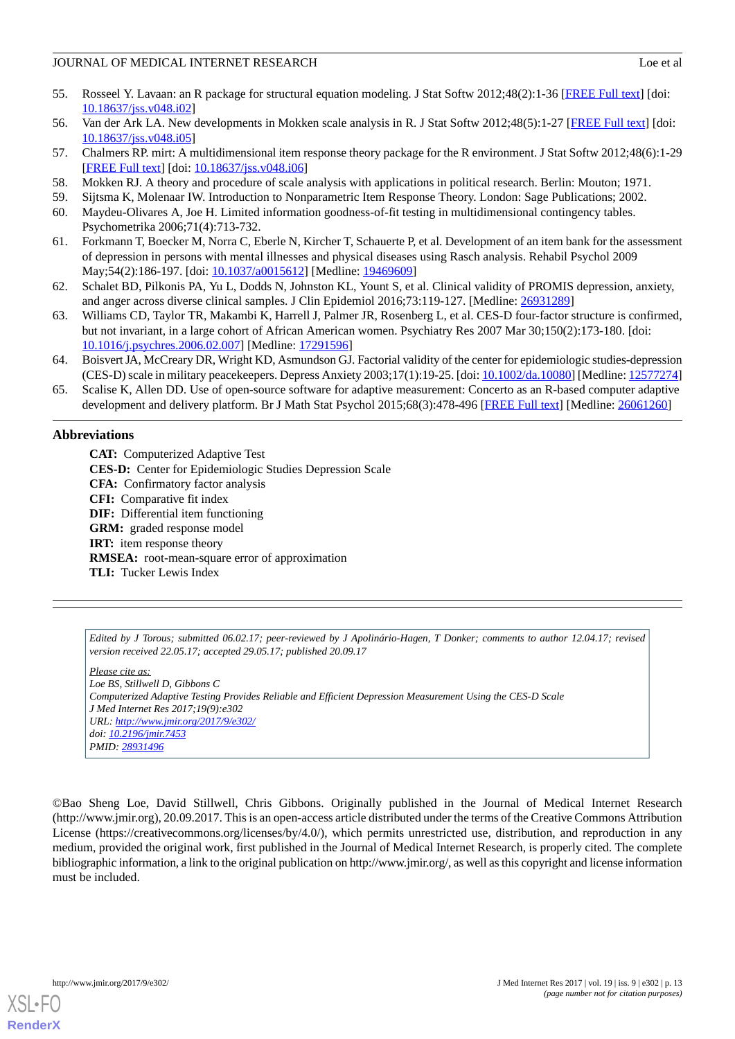55. Rosseel Y. Lavaan: an R package for structural equation modeling. J Stat Softw 2012;48(2):1-36 [FREE Full text] [doi: 10.18637/jss.v048.i02]
56. Van der Ark LA. New developments in Mokken scale analysis in R. J Stat Softw 2012;48(5):1-27 [FREE Full text] [doi: 10.18637/jss.v048.i05]
57. Chalmers RP. mirt: A multidimensional item response theory package for the R environment. J Stat Softw 2012;48(6):1-29 [FREE Full text] [doi: 10.18637/jss.v048.i06]
58. Mokken RJ. A theory and procedure of scale analysis with applications in political research. Berlin: Mouton; 1971.
59. Sijtsma K, Molenaar IW. Introduction to Nonparametric Item Response Theory. London: Sage Publications; 2002.
60. Maydeu-Olivares A, Joe H. Limited information goodness-of-fit testing in multidimensional contingency tables. Psychometrika 2006;71(4):713-732.
61. Forkmann T, Boecker M, Norra C, Eberle N, Kircher T, Schauerte P, et al. Development of an item bank for the assessment of depression in persons with mental illnesses and physical diseases using Rasch analysis. Rehabil Psychol 2009 May;54(2):186-197. [doi: 10.1037/a0015612] [Medline: 19469609]
62. Schalet BD, Pilkonis PA, Yu L, Dodds N, Johnston KL, Yount S, et al. Clinical validity of PROMIS depression, anxiety, and anger across diverse clinical samples. J Clin Epidemiol 2016;73:119-127. [Medline: 26931289]
63. Williams CD, Taylor TR, Makambi K, Harrell J, Palmer JR, Rosenberg L, et al. CES-D four-factor structure is confirmed, but not invariant, in a large cohort of African American women. Psychiatry Res 2007 Mar 30;150(2):173-180. [doi: 10.1016/j.psychres.2006.02.007] [Medline: 17291596]
64. Boisvert JA, McCreary DR, Wright KD, Asmundson GJ. Factorial validity of the center for epidemiologic studies-depression (CES-D) scale in military peacekeepers. Depress Anxiety 2003;17(1):19-25. [doi: 10.1002/da.10080] [Medline: 12577274]
65. Scalise K, Allen DD. Use of open-source software for adaptive measurement: Concerto as an R-based computer adaptive development and delivery platform. Br J Math Stat Psychol 2015;68(3):478-496 [FREE Full text] [Medline: 26061260]

## Abbreviations

**CAT:** Computerized Adaptive Test
**CES-D:** Center for Epidemiologic Studies Depression Scale
**CFA:** Confirmatory factor analysis
**CFI:** Comparative fit index
**DIF:** Differential item functioning
**GRM:** graded response model
**IRT:** item response theory
**RMSEA:** root-mean-square error of approximation
**TLI:** Tucker Lewis Index

---

*Edited by J Torous; submitted 06.02.17; peer-reviewed by J Apolinário-Hagen, T Donker; comments to author 12.04.17; revised version received 22.05.17; accepted 29.05.17; published 20.09.17*

*Please cite as:*
*Loe BS, Stillwell D, Gibbons C*
*Computerized Adaptive Testing Provides Reliable and Efficient Depression Measurement Using the CES-D Scale*
*J Med Internet Res 2017;19(9):e302*
*URL: http://www.jmir.org/2017/9/e302/*
*doi: 10.2196/jmir.7453*
*PMID: 28931496*

©Bao Sheng Loe, David Stillwell, Chris Gibbons. Originally published in the Journal of Medical Internet Research (http://www.jmir.org), 20.09.2017. This is an open-access article distributed under the terms of the Creative Commons Attribution License (https://creativecommons.org/licenses/by/4.0/), which permits unrestricted use, distribution, and reproduction in any medium, provided the original work, first published in the Journal of Medical Internet Research, is properly cited. The complete bibliographic information, a link to the original publication on http://www.jmir.org/, as well as this copyright and license information must be included.